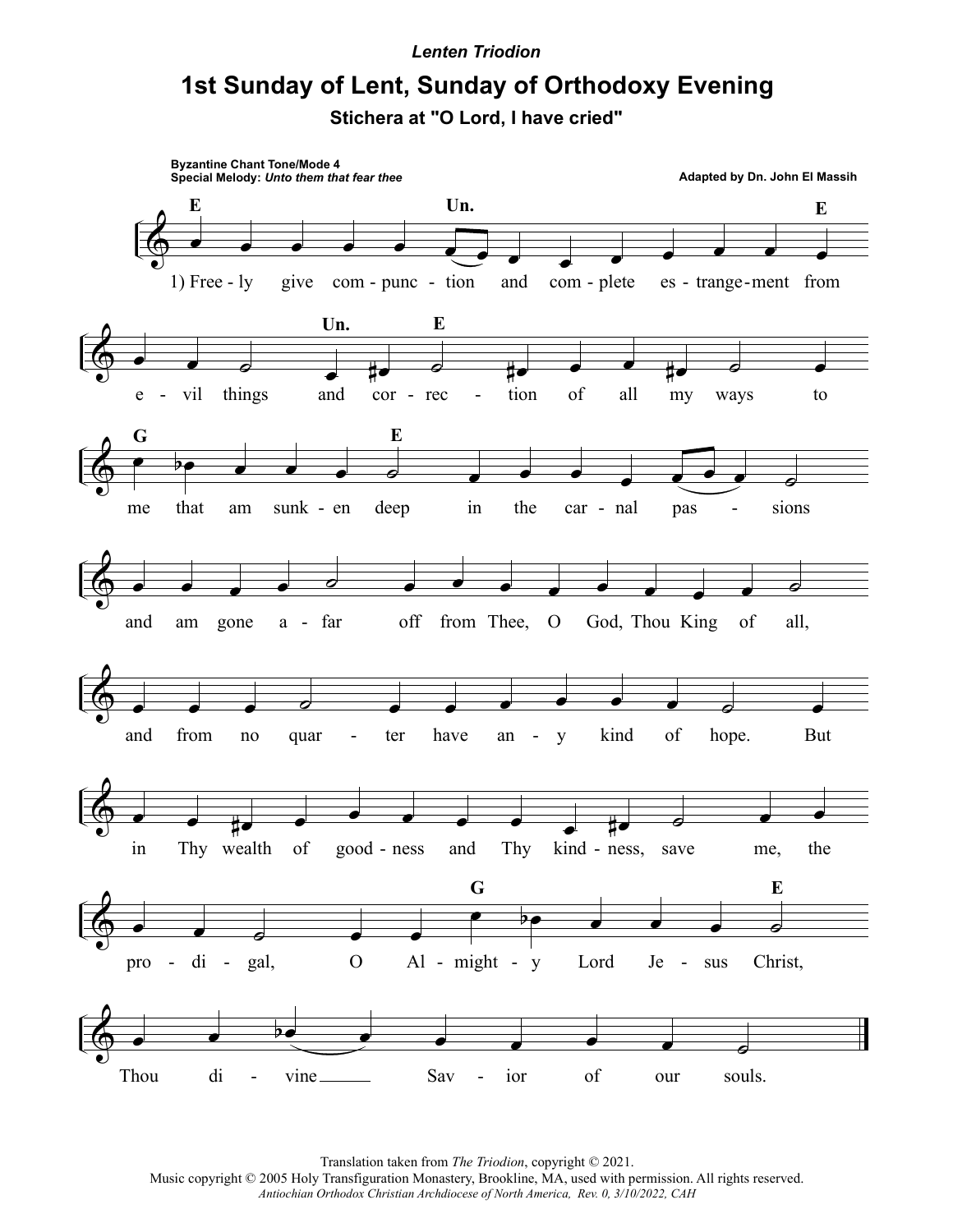*Lenten Triodion*

# 1st Sunday of Lent, Sunday of Orthodoxy Evening

## Stichera at "O Lord, I have cried"

**Byzantine Chant Tone/Mode 4**
**Special Melody:** *Unto them that fear thee*

**Adapted by Dn. John El Massih**

1) Freely give compunction and complete estrangement from evil things and correction of all my ways to me that am sunken deep in the carnal passions and am gone afar off from Thee, O God, Thou King of all, and from no quarter have any kind of hope. But in Thy wealth of goodness and Thy kindness, save me, the prodigal, O Almighty Lord Jesus Christ, Thou divine Savior of our souls.

Translation taken from *The Triodion*, copyright © 2021.
Music copyright © 2005 Holy Transfiguration Monastery, Brookline, MA, used with permission. All rights reserved.
*Antiochian Orthodox Christian Archdiocese of North America, Rev. 0, 3/10/2022, CAH*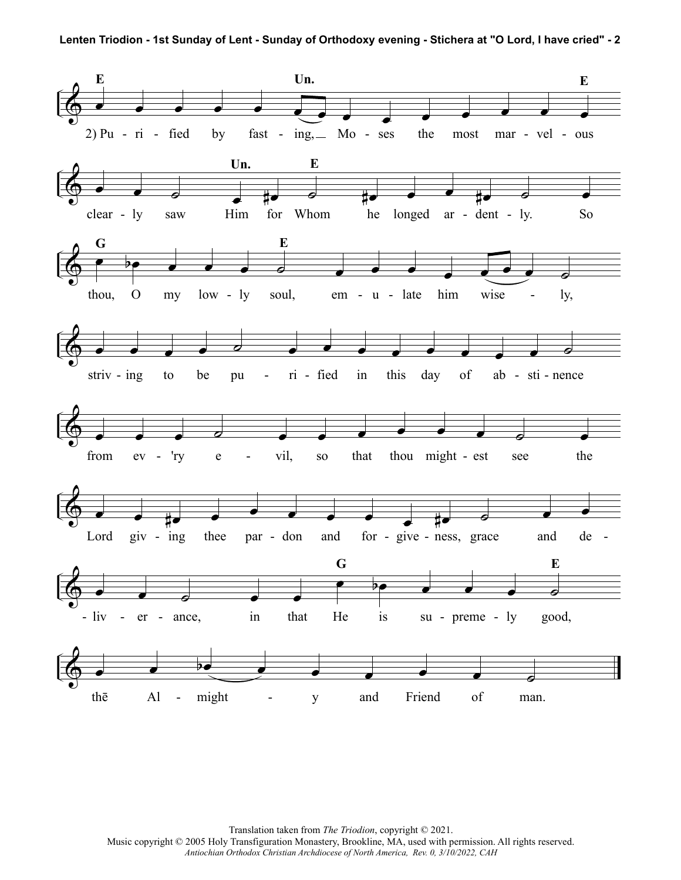Lenten Triodion - 1st Sunday of Lent - Sunday of Orthodoxy evening - Stichera at "O Lord, I have cried" - 2

2) Purified by fasting, Moses the most marvelous clearly saw Him for Whom he longed ardently. So thou, O my lowly soul, emulate him wisely, striving to be purified in this day of abstinence from ev'ry evil, so that thou mightest see the Lord giving thee pardon and forgiveness, grace and deliverance, in that He is supremely good, thē Almighty and Friend of man.

Translation taken from *The Triodion*, copyright © 2021.
Music copyright © 2005 Holy Transfiguration Monastery, Brookline, MA, used with permission. All rights reserved.
*Antiochian Orthodox Christian Archdiocese of North America, Rev. 0, 3/10/2022, CAH*